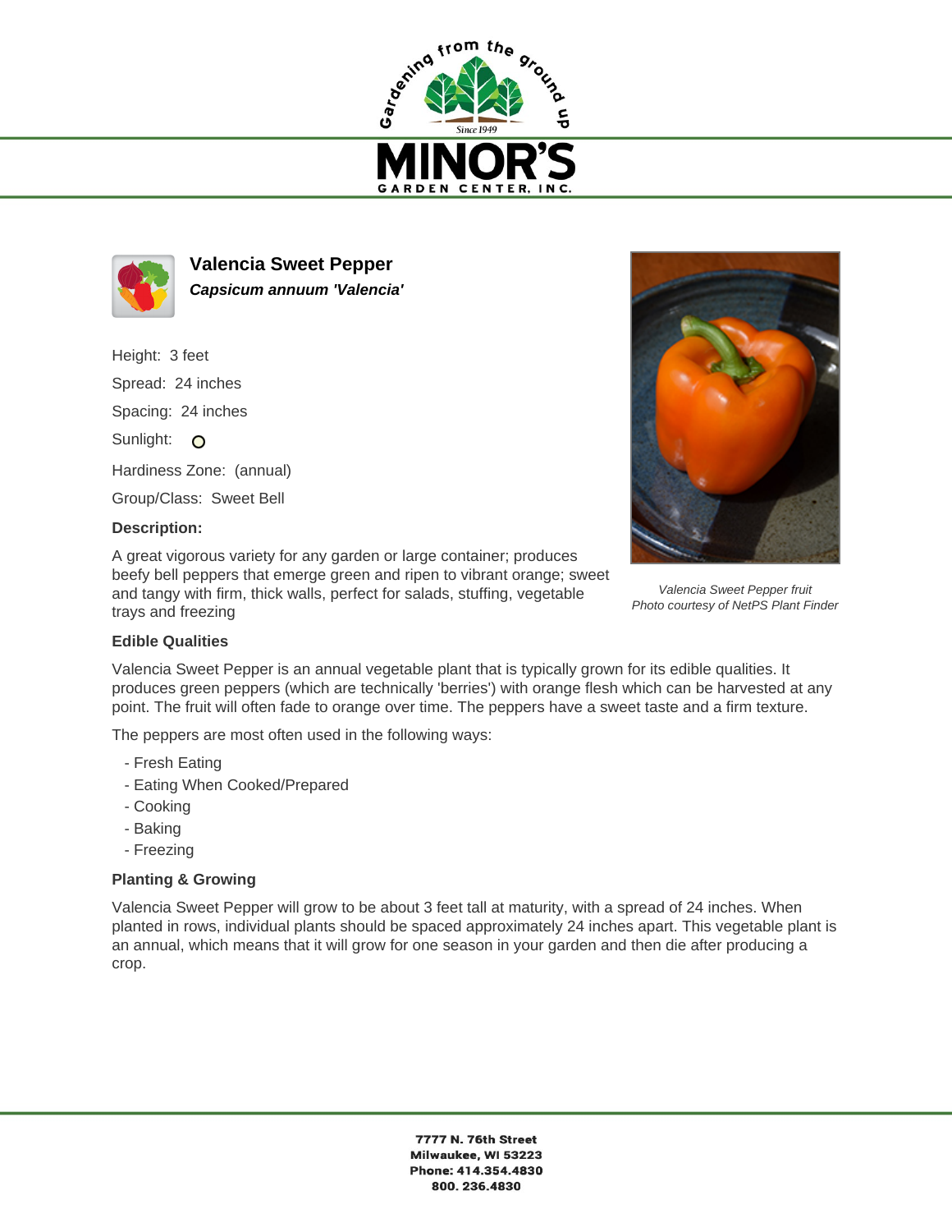Gardening from the ground up

Since 1949

# MINOR'S

GARDEN CENTER, INC.

## Valencia Sweet Pepper

***Capsicum annuum 'Valencia'***

Height: 3 feet

Spread: 24 inches

Spacing: 24 inches

Sunlight: 

Hardiness Zone: (annual)

Group/Class: Sweet Bell

**Description:**

A great vigorous variety for any garden or large container; produces beefy bell peppers that emerge green and ripen to vibrant orange; sweet and tangy with firm, thick walls, perfect for salads, stuffing, vegetable trays and freezing

*Valencia Sweet Pepper fruit*
*Photo courtesy of NetPS Plant Finder*

**Edible Qualities**

Valencia Sweet Pepper is an annual vegetable plant that is typically grown for its edible qualities. It produces green peppers (which are technically 'berries') with orange flesh which can be harvested at any point. The fruit will often fade to orange over time. The peppers have a sweet taste and a firm texture.

The peppers are most often used in the following ways:

- Fresh Eating
- Eating When Cooked/Prepared
- Cooking
- Baking
- Freezing

**Planting & Growing**

Valencia Sweet Pepper will grow to be about 3 feet tall at maturity, with a spread of 24 inches. When planted in rows, individual plants should be spaced approximately 24 inches apart. This vegetable plant is an annual, which means that it will grow for one season in your garden and then die after producing a crop.

**7777 N. 76th Street**
**Milwaukee, WI 53223**
**Phone: 414.354.4830**
**800. 236.4830**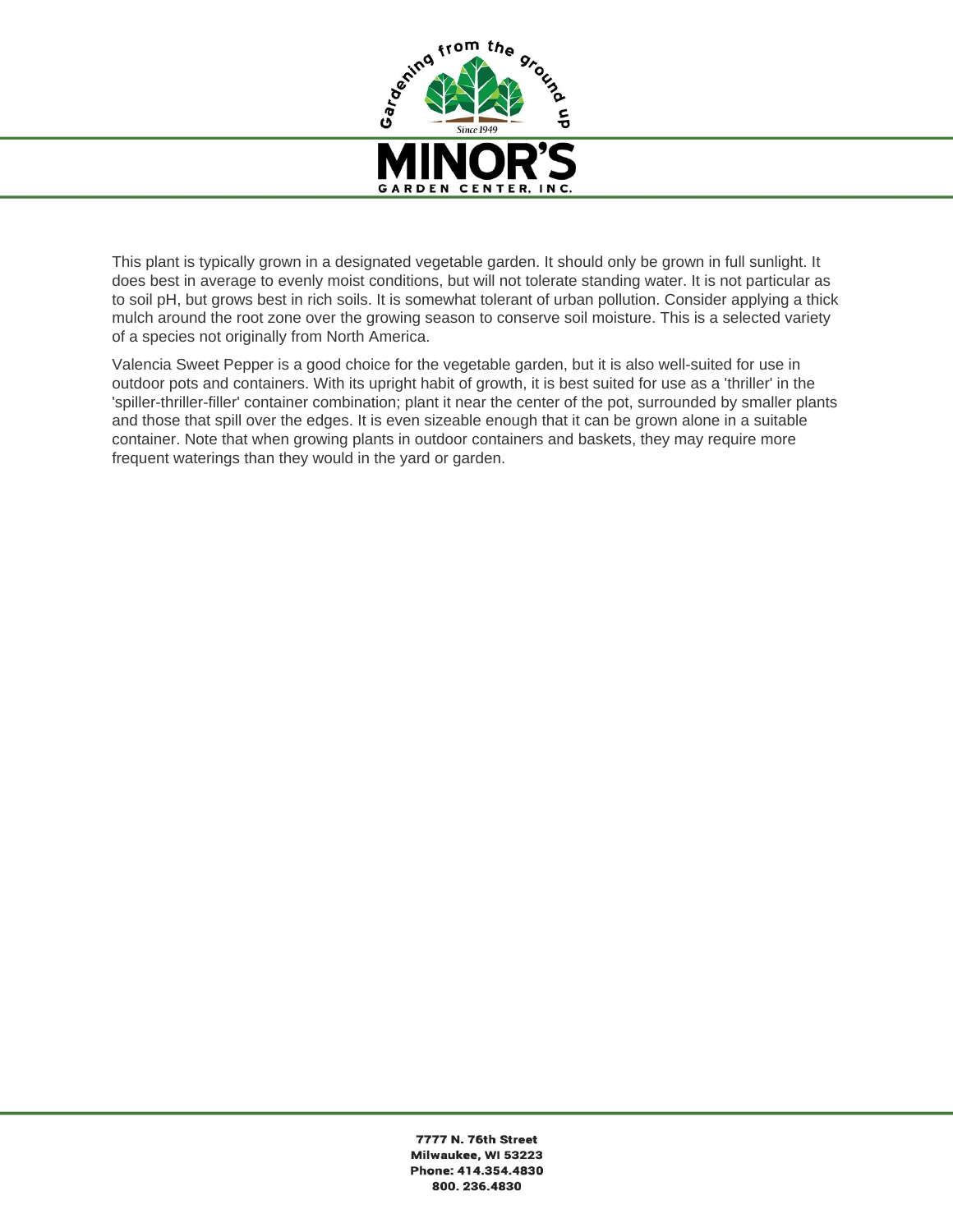This plant is typically grown in a designated vegetable garden. It should only be grown in full sunlight. It does best in average to evenly moist conditions, but will not tolerate standing water. It is not particular as to soil pH, but grows best in rich soils. It is somewhat tolerant of urban pollution. Consider applying a thick mulch around the root zone over the growing season to conserve soil moisture. This is a selected variety of a species not originally from North America.

Valencia Sweet Pepper is a good choice for the vegetable garden, but it is also well-suited for use in outdoor pots and containers. With its upright habit of growth, it is best suited for use as a 'thriller' in the 'spiller-thriller-filler' container combination; plant it near the center of the pot, surrounded by smaller plants and those that spill over the edges. It is even sizeable enough that it can be grown alone in a suitable container. Note that when growing plants in outdoor containers and baskets, they may require more frequent waterings than they would in the yard or garden.